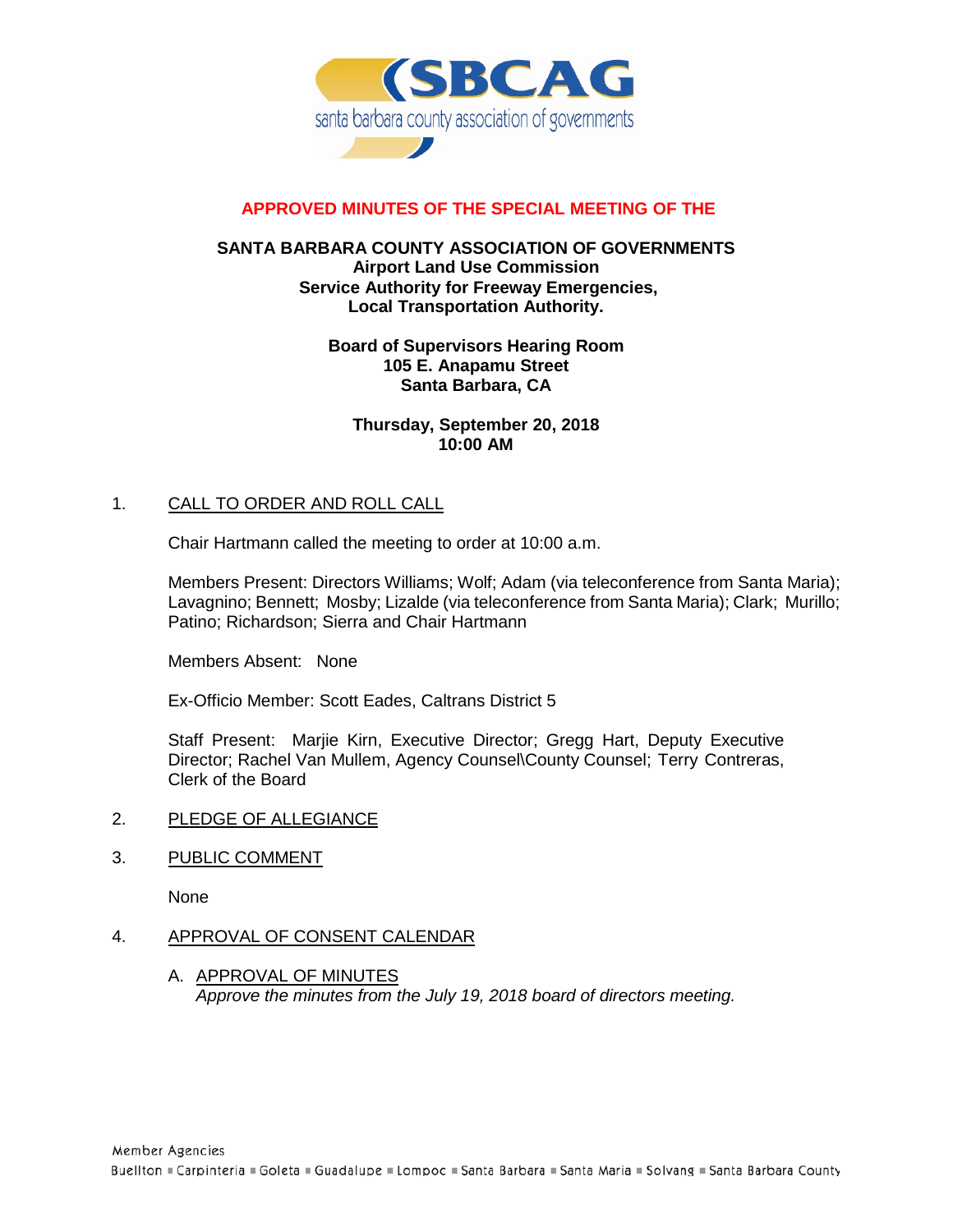**APPROVED MINUTES OF THE SPECIAL MEETING OF THE**

**SANTA BARBARA COUNTY ASSOCIATION OF GOVERNMENTS**
**Airport Land Use Commission**
**Service Authority for Freeway Emergencies,**
**Local Transportation Authority.**

**Board of Supervisors Hearing Room**
**105 E. Anapamu Street**
**Santa Barbara, CA**

**Thursday, September 20, 2018**
**10:00 AM**

1. CALL TO ORDER AND ROLL CALL

   Chair Hartmann called the meeting to order at 10:00 a.m.

   Members Present: Directors Williams; Wolf; Adam (via teleconference from Santa Maria); Lavagnino; Bennett; Mosby; Lizalde (via teleconference from Santa Maria); Clark; Murillo; Patino; Richardson; Sierra and Chair Hartmann

   Members Absent: None

   Ex-Officio Member: Scott Eades, Caltrans District 5

   Staff Present: Marjie Kirn, Executive Director; Gregg Hart, Deputy Executive Director; Rachel Van Mullem, Agency Counsel\County Counsel; Terry Contreras, Clerk of the Board

2. PLEDGE OF ALLEGIANCE

3. PUBLIC COMMENT

   None

4. APPROVAL OF CONSENT CALENDAR

   A. APPROVAL OF MINUTES
      *Approve the minutes from the July 19, 2018 board of directors meeting.*

Member Agencies
Buellton ■ Carpinteria ■ Goleta ■ Guadalupe ■ Lompoc ■ Santa Barbara ■ Santa Maria ■ Solvang ■ Santa Barbara County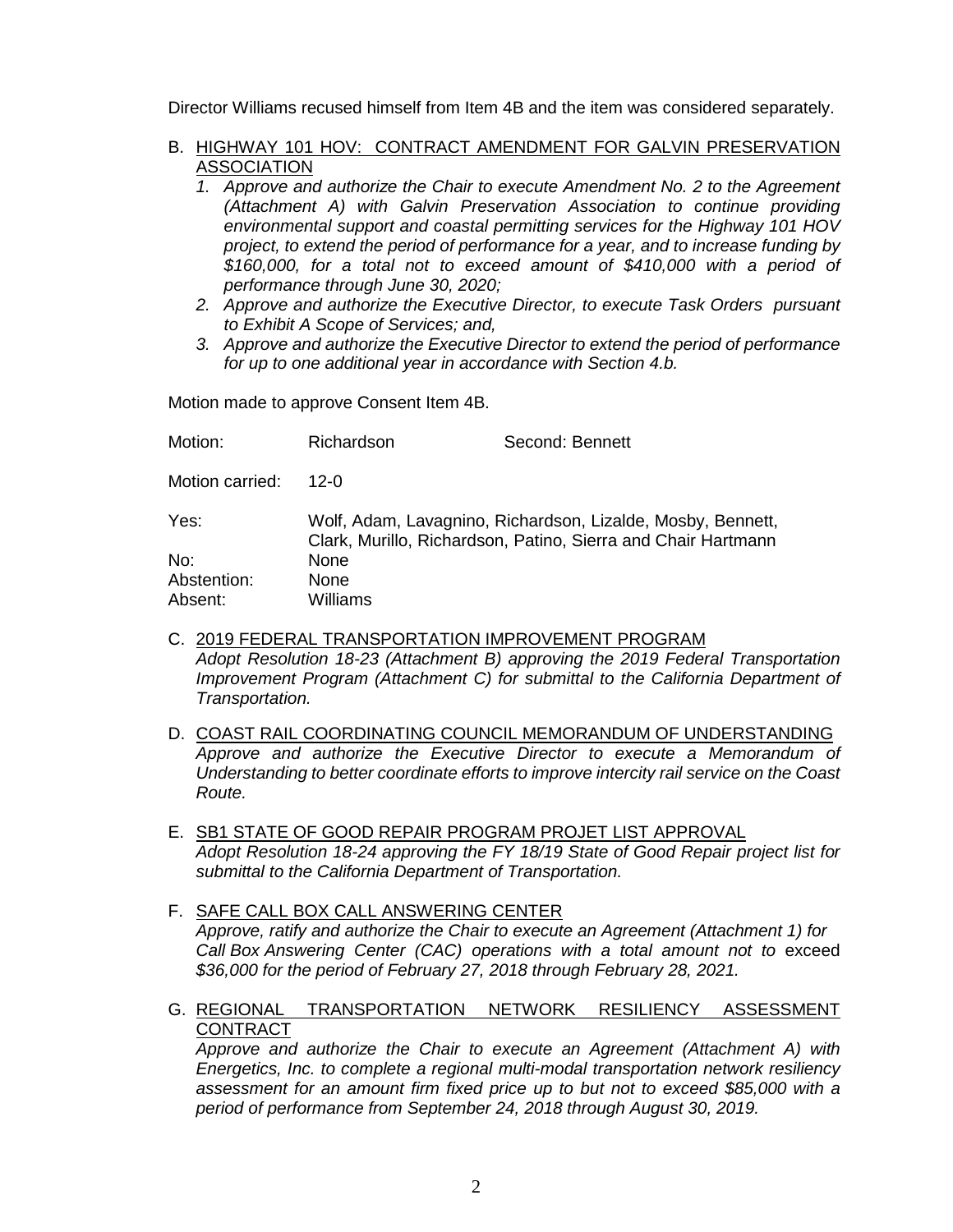Director Williams recused himself from Item 4B and the item was considered separately.

B. <u>HIGHWAY 101 HOV: CONTRACT AMENDMENT FOR GALVIN PRESERVATION ASSOCIATION</u>
   1. *Approve and authorize the Chair to execute Amendment No. 2 to the Agreement (Attachment A) with Galvin Preservation Association to continue providing environmental support and coastal permitting services for the Highway 101 HOV project, to extend the period of performance for a year, and to increase funding by $160,000, for a total not to exceed amount of $410,000 with a period of performance through June 30, 2020;*
   2. *Approve and authorize the Executive Director, to execute Task Orders pursuant to Exhibit A Scope of Services; and,*
   3. *Approve and authorize the Executive Director to extend the period of performance for up to one additional year in accordance with Section 4.b.*

Motion made to approve Consent Item 4B.

| | | |
|---|---|---|
| Motion: | Richardson | Second: Bennett |
| Motion carried: | 12-0 | |
| Yes: | Wolf, Adam, Lavagnino, Richardson, Lizalde, Mosby, Bennett, Clark, Murillo, Richardson, Patino, Sierra and Chair Hartmann | |
| No: | None | |
| Abstention: | None | |
| Absent: | Williams | |

C. <u>2019 FEDERAL TRANSPORTATION IMPROVEMENT PROGRAM</u>
   *Adopt Resolution 18-23 (Attachment B) approving the 2019 Federal Transportation Improvement Program (Attachment C) for submittal to the California Department of Transportation.*

D. <u>COAST RAIL COORDINATING COUNCIL MEMORANDUM OF UNDERSTANDING</u>
   *Approve and authorize the Executive Director to execute a Memorandum of Understanding to better coordinate efforts to improve intercity rail service on the Coast Route.*

E. <u>SB1 STATE OF GOOD REPAIR PROGRAM PROJET LIST APPROVAL</u>
   *Adopt Resolution 18-24 approving the FY 18/19 State of Good Repair project list for submittal to the California Department of Transportation.*

F. <u>SAFE CALL BOX CALL ANSWERING CENTER</u>
   *Approve, ratify and authorize the Chair to execute an Agreement (Attachment 1) for Call Box Answering Center (CAC) operations with a total amount not to* exceed *$36,000 for the period of February 27, 2018 through February 28, 2021.*

G. <u>REGIONAL TRANSPORTATION NETWORK RESILIENCY ASSESSMENT CONTRACT</u>
   *Approve and authorize the Chair to execute an Agreement (Attachment A) with Energetics, Inc. to complete a regional multi-modal transportation network resiliency assessment for an amount firm fixed price up to but not to exceed $85,000 with a period of performance from September 24, 2018 through August 30, 2019.*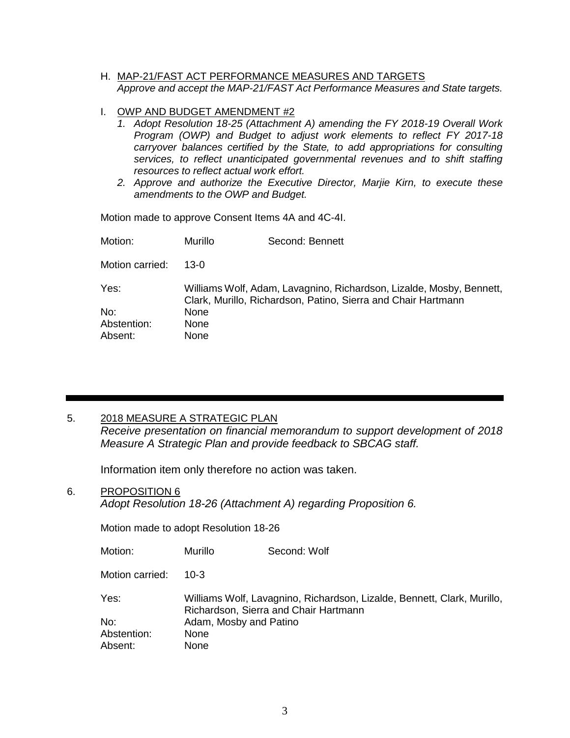H. MAP-21/FAST ACT PERFORMANCE MEASURES AND TARGETS
*Approve and accept the MAP-21/FAST Act Performance Measures and State targets.*

I. OWP AND BUDGET AMENDMENT #2
1. *Adopt Resolution 18-25 (Attachment A) amending the FY 2018-19 Overall Work Program (OWP) and Budget to adjust work elements to reflect FY 2017-18 carryover balances certified by the State, to add appropriations for consulting services, to reflect unanticipated governmental revenues and to shift staffing resources to reflect actual work effort.*
2. *Approve and authorize the Executive Director, Marjie Kirn, to execute these amendments to the OWP and Budget.*

Motion made to approve Consent Items 4A and 4C-4I.

Motion: Murillo Second: Bennett

Motion carried: 13-0

Yes: Williams Wolf, Adam, Lavagnino, Richardson, Lizalde, Mosby, Bennett, Clark, Murillo, Richardson, Patino, Sierra and Chair Hartmann
No: None
Abstention: None
Absent: None

---

5. 2018 MEASURE A STRATEGIC PLAN
*Receive presentation on financial memorandum to support development of 2018 Measure A Strategic Plan and provide feedback to SBCAG staff.*

Information item only therefore no action was taken.

6. PROPOSITION 6
*Adopt Resolution 18-26 (Attachment A) regarding Proposition 6.*

Motion made to adopt Resolution 18-26

Motion: Murillo Second: Wolf

Motion carried: 10-3

Yes: Williams Wolf, Lavagnino, Richardson, Lizalde, Bennett, Clark, Murillo, Richardson, Sierra and Chair Hartmann
No: Adam, Mosby and Patino
Abstention: None
Absent: None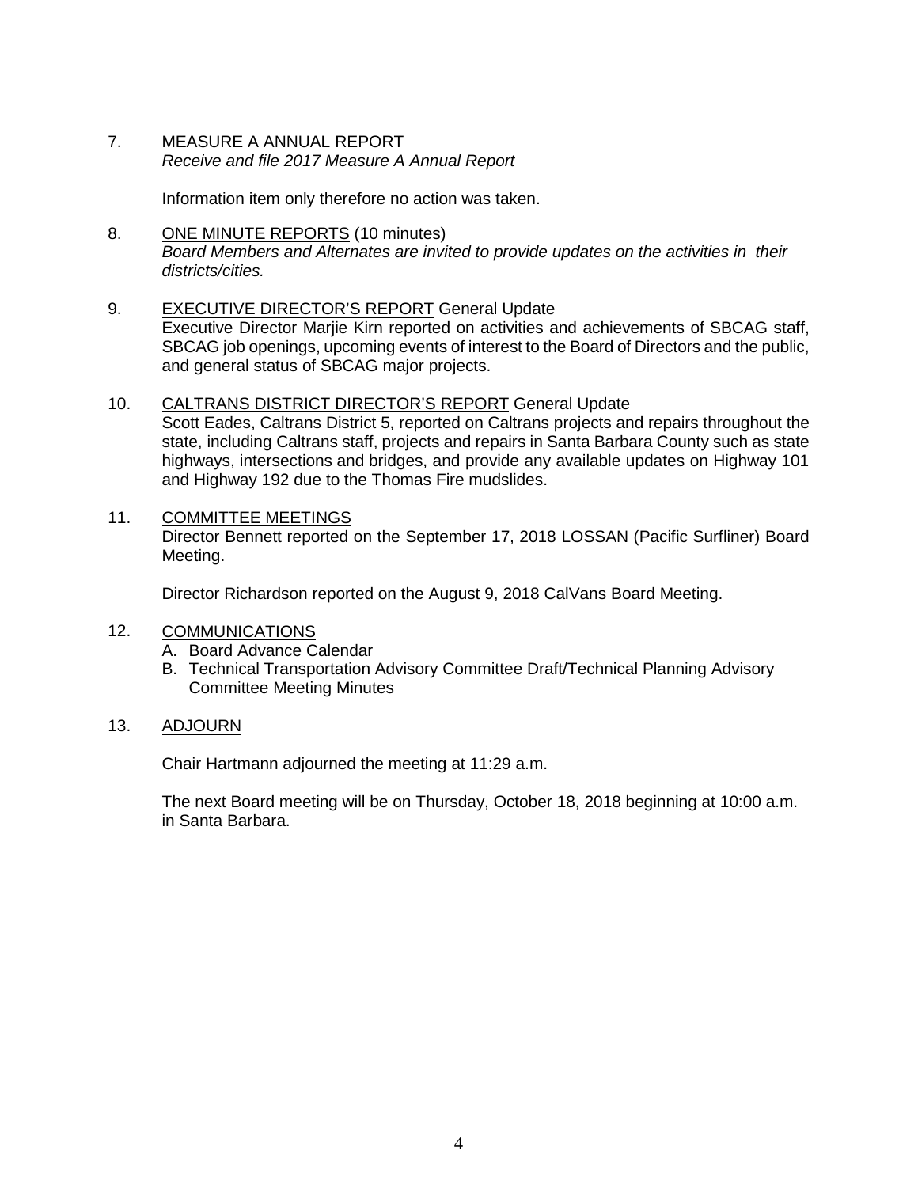7. MEASURE A ANNUAL REPORT
   *Receive and file 2017 Measure A Annual Report*

   Information item only therefore no action was taken.

8. ONE MINUTE REPORTS (10 minutes)
   *Board Members and Alternates are invited to provide updates on the activities in their districts/cities.*

9. EXECUTIVE DIRECTOR'S REPORT General Update
   Executive Director Marjie Kirn reported on activities and achievements of SBCAG staff, SBCAG job openings, upcoming events of interest to the Board of Directors and the public, and general status of SBCAG major projects.

10. CALTRANS DISTRICT DIRECTOR'S REPORT General Update
    Scott Eades, Caltrans District 5, reported on Caltrans projects and repairs throughout the state, including Caltrans staff, projects and repairs in Santa Barbara County such as state highways, intersections and bridges, and provide any available updates on Highway 101 and Highway 192 due to the Thomas Fire mudslides.

11. COMMITTEE MEETINGS
    Director Bennett reported on the September 17, 2018 LOSSAN (Pacific Surfliner) Board Meeting.

    Director Richardson reported on the August 9, 2018 CalVans Board Meeting.

12. COMMUNICATIONS
    A. Board Advance Calendar
    B. Technical Transportation Advisory Committee Draft/Technical Planning Advisory Committee Meeting Minutes

13. ADJOURN

    Chair Hartmann adjourned the meeting at 11:29 a.m.

    The next Board meeting will be on Thursday, October 18, 2018 beginning at 10:00 a.m. in Santa Barbara.